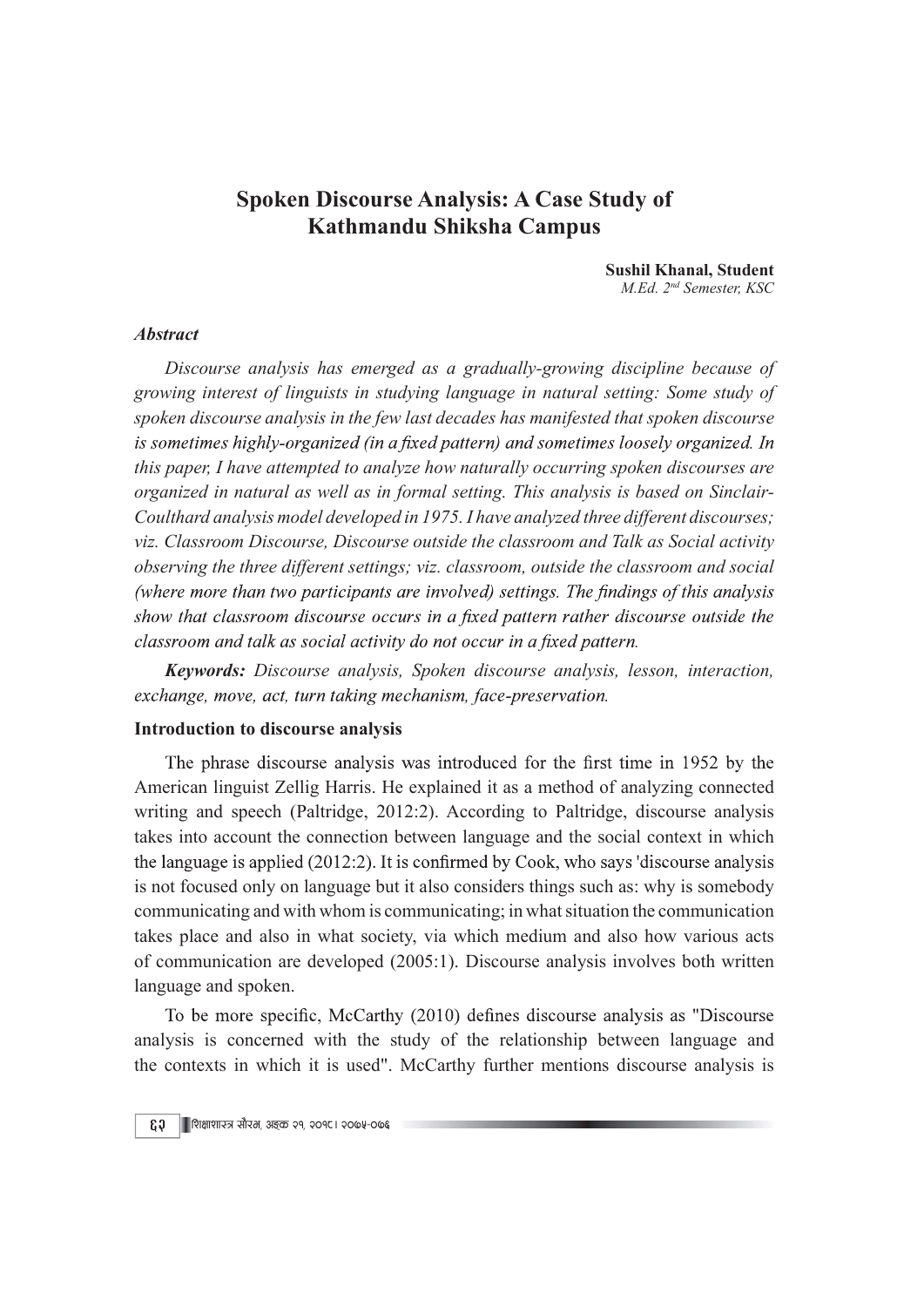# Spoken Discourse Analysis: A Case Study of Kathmandu Shiksha Campus

**Sushil Khanal, Student**
*M.Ed. 2nd Semester, KSC*

***Abstract***

*Discourse analysis has emerged as a gradually-growing discipline because of growing interest of linguists in studying language in natural setting: Some study of spoken discourse analysis in the few last decades has manifested that spoken discourse is sometimes highly-organized (in a fixed pattern) and sometimes loosely organized. In this paper, I have attempted to analyze how naturally occurring spoken discourses are organized in natural as well as in formal setting. This analysis is based on Sinclair-Coulthard analysis model developed in 1975. I have analyzed three different discourses; viz. Classroom Discourse, Discourse outside the classroom and Talk as Social activity observing the three different settings; viz. classroom, outside the classroom and social (where more than two participants are involved) settings. The findings of this analysis show that classroom discourse occurs in a fixed pattern rather discourse outside the classroom and talk as social activity do not occur in a fixed pattern.*

***Keywords:*** *Discourse analysis, Spoken discourse analysis, lesson, interaction, exchange, move, act, turn taking mechanism, face-preservation.*

**Introduction to discourse analysis**

The phrase discourse analysis was introduced for the first time in 1952 by the American linguist Zellig Harris. He explained it as a method of analyzing connected writing and speech (Paltridge, 2012:2). According to Paltridge, discourse analysis takes into account the connection between language and the social context in which the language is applied (2012:2). It is confirmed by Cook, who says 'discourse analysis is not focused only on language but it also considers things such as: why is somebody communicating and with whom is communicating; in what situation the communication takes place and also in what society, via which medium and also how various acts of communication are developed (2005:1). Discourse analysis involves both written language and spoken.

To be more specific, McCarthy (2010) defines discourse analysis as "Discourse analysis is concerned with the study of the relationship between language and the contexts in which it is used". McCarthy further mentions discourse analysis is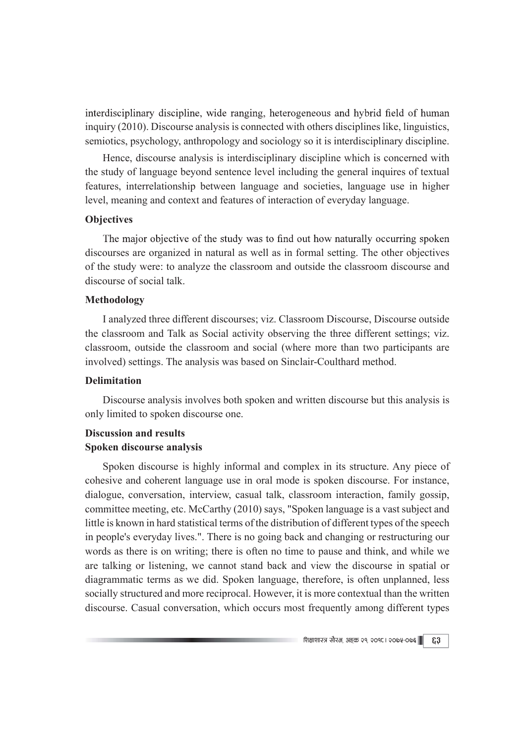interdisciplinary discipline, wide ranging, heterogeneous and hybrid field of human inquiry (2010). Discourse analysis is connected with others disciplines like, linguistics, semiotics, psychology, anthropology and sociology so it is interdisciplinary discipline.

Hence, discourse analysis is interdisciplinary discipline which is concerned with the study of language beyond sentence level including the general inquires of textual features, interrelationship between language and societies, language use in higher level, meaning and context and features of interaction of everyday language.

### Objectives

The major objective of the study was to find out how naturally occurring spoken discourses are organized in natural as well as in formal setting. The other objectives of the study were: to analyze the classroom and outside the classroom discourse and discourse of social talk.

### Methodology

I analyzed three different discourses; viz. Classroom Discourse, Discourse outside the classroom and Talk as Social activity observing the three different settings; viz. classroom, outside the classroom and social (where more than two participants are involved) settings. The analysis was based on Sinclair-Coulthard method.

### Delimitation

Discourse analysis involves both spoken and written discourse but this analysis is only limited to spoken discourse one.

### Discussion and results

### Spoken discourse analysis

Spoken discourse is highly informal and complex in its structure. Any piece of cohesive and coherent language use in oral mode is spoken discourse. For instance, dialogue, conversation, interview, casual talk, classroom interaction, family gossip, committee meeting, etc. McCarthy (2010) says, "Spoken language is a vast subject and little is known in hard statistical terms of the distribution of different types of the speech in people's everyday lives.". There is no going back and changing or restructuring our words as there is on writing; there is often no time to pause and think, and while we are talking or listening, we cannot stand back and view the discourse in spatial or diagrammatic terms as we did. Spoken language, therefore, is often unplanned, less socially structured and more reciprocal. However, it is more contextual than the written discourse. Casual conversation, which occurs most frequently among different types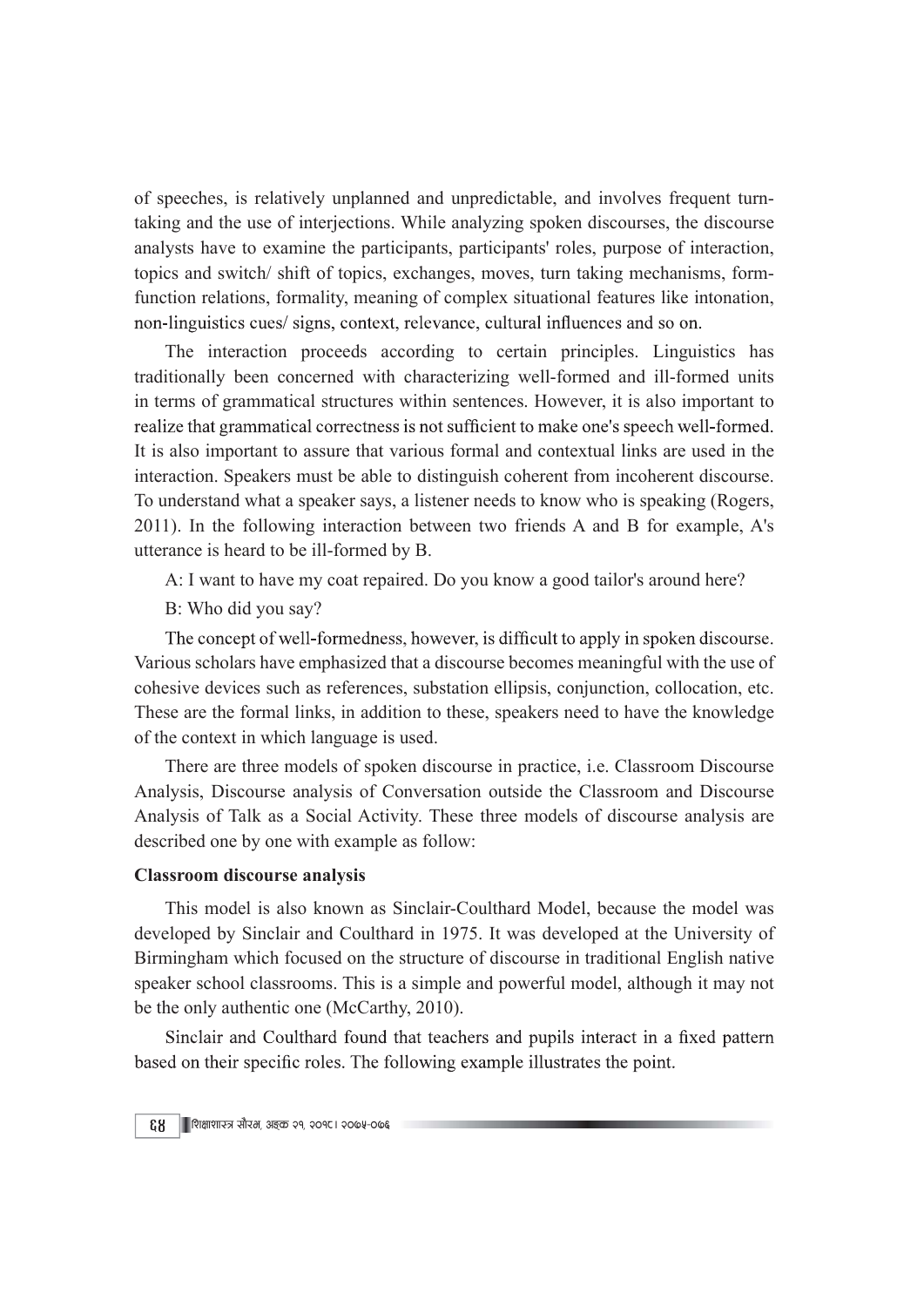of speeches, is relatively unplanned and unpredictable, and involves frequent turn-taking and the use of interjections. While analyzing spoken discourses, the discourse analysts have to examine the participants, participants' roles, purpose of interaction, topics and switch/ shift of topics, exchanges, moves, turn taking mechanisms, form-function relations, formality, meaning of complex situational features like intonation, non-linguistics cues/ signs, context, relevance, cultural influences and so on.

The interaction proceeds according to certain principles. Linguistics has traditionally been concerned with characterizing well-formed and ill-formed units in terms of grammatical structures within sentences. However, it is also important to realize that grammatical correctness is not sufficient to make one's speech well-formed. It is also important to assure that various formal and contextual links are used in the interaction. Speakers must be able to distinguish coherent from incoherent discourse. To understand what a speaker says, a listener needs to know who is speaking (Rogers, 2011). In the following interaction between two friends A and B for example, A's utterance is heard to be ill-formed by B.

A: I want to have my coat repaired. Do you know a good tailor's around here?

B: Who did you say?

The concept of well-formedness, however, is difficult to apply in spoken discourse. Various scholars have emphasized that a discourse becomes meaningful with the use of cohesive devices such as references, substation ellipsis, conjunction, collocation, etc. These are the formal links, in addition to these, speakers need to have the knowledge of the context in which language is used.

There are three models of spoken discourse in practice, i.e. Classroom Discourse Analysis, Discourse analysis of Conversation outside the Classroom and Discourse Analysis of Talk as a Social Activity. These three models of discourse analysis are described one by one with example as follow:

**Classroom discourse analysis**

This model is also known as Sinclair-Coulthard Model, because the model was developed by Sinclair and Coulthard in 1975. It was developed at the University of Birmingham which focused on the structure of discourse in traditional English native speaker school classrooms. This is a simple and powerful model, although it may not be the only authentic one (McCarthy, 2010).

Sinclair and Coulthard found that teachers and pupils interact in a fixed pattern based on their specific roles. The following example illustrates the point.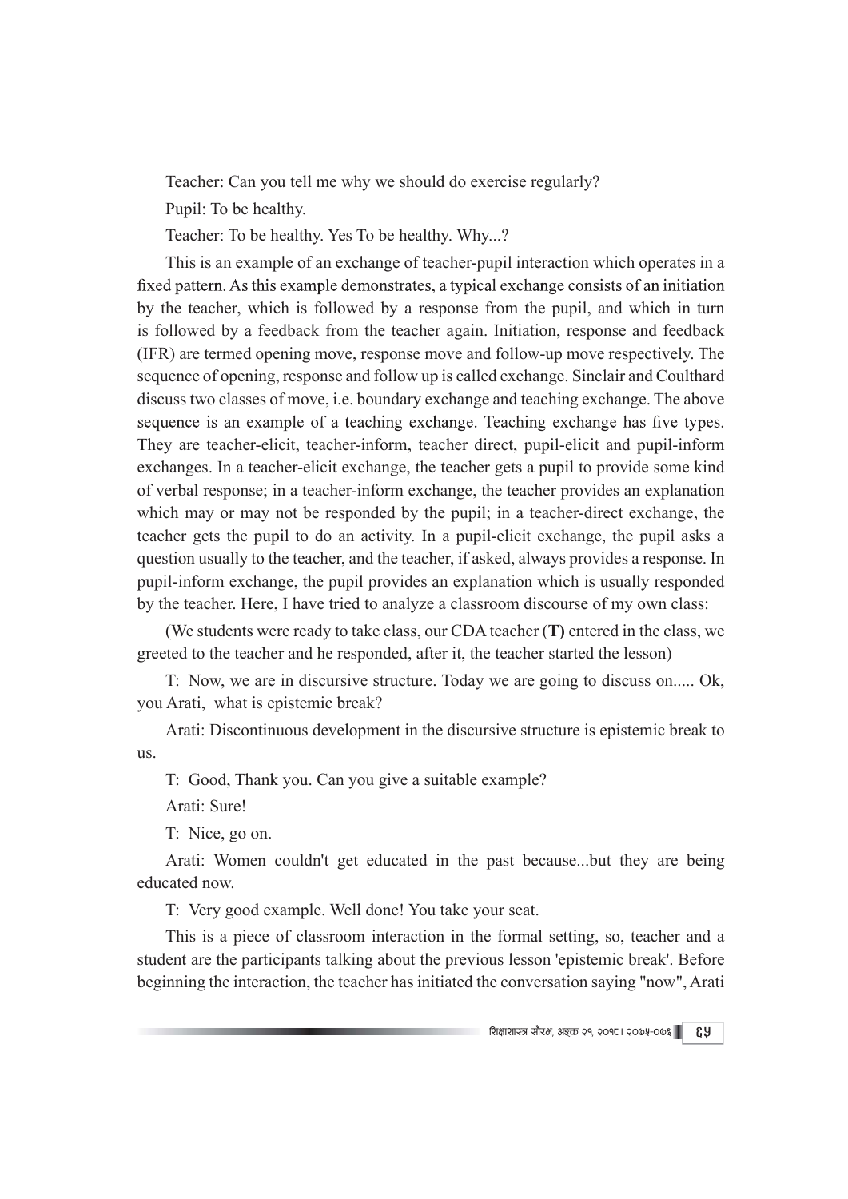Teacher: Can you tell me why we should do exercise regularly?

Pupil: To be healthy.

Teacher: To be healthy. Yes To be healthy. Why...?

This is an example of an exchange of teacher-pupil interaction which operates in a fixed pattern. As this example demonstrates, a typical exchange consists of an initiation by the teacher, which is followed by a response from the pupil, and which in turn is followed by a feedback from the teacher again. Initiation, response and feedback (IFR) are termed opening move, response move and follow-up move respectively. The sequence of opening, response and follow up is called exchange. Sinclair and Coulthard discuss two classes of move, i.e. boundary exchange and teaching exchange. The above sequence is an example of a teaching exchange. Teaching exchange has five types. They are teacher-elicit, teacher-inform, teacher direct, pupil-elicit and pupil-inform exchanges. In a teacher-elicit exchange, the teacher gets a pupil to provide some kind of verbal response; in a teacher-inform exchange, the teacher provides an explanation which may or may not be responded by the pupil; in a teacher-direct exchange, the teacher gets the pupil to do an activity. In a pupil-elicit exchange, the pupil asks a question usually to the teacher, and the teacher, if asked, always provides a response. In pupil-inform exchange, the pupil provides an explanation which is usually responded by the teacher. Here, I have tried to analyze a classroom discourse of my own class:

(We students were ready to take class, our CDA teacher (**T)** entered in the class, we greeted to the teacher and he responded, after it, the teacher started the lesson)

T: Now, we are in discursive structure. Today we are going to discuss on..... Ok, you Arati, what is epistemic break?

Arati: Discontinuous development in the discursive structure is epistemic break to us.

T: Good, Thank you. Can you give a suitable example?

Arati: Sure!

T: Nice, go on.

Arati: Women couldn't get educated in the past because...but they are being educated now.

T: Very good example. Well done! You take your seat.

This is a piece of classroom interaction in the formal setting, so, teacher and a student are the participants talking about the previous lesson 'epistemic break'. Before beginning the interaction, the teacher has initiated the conversation saying "now", Arati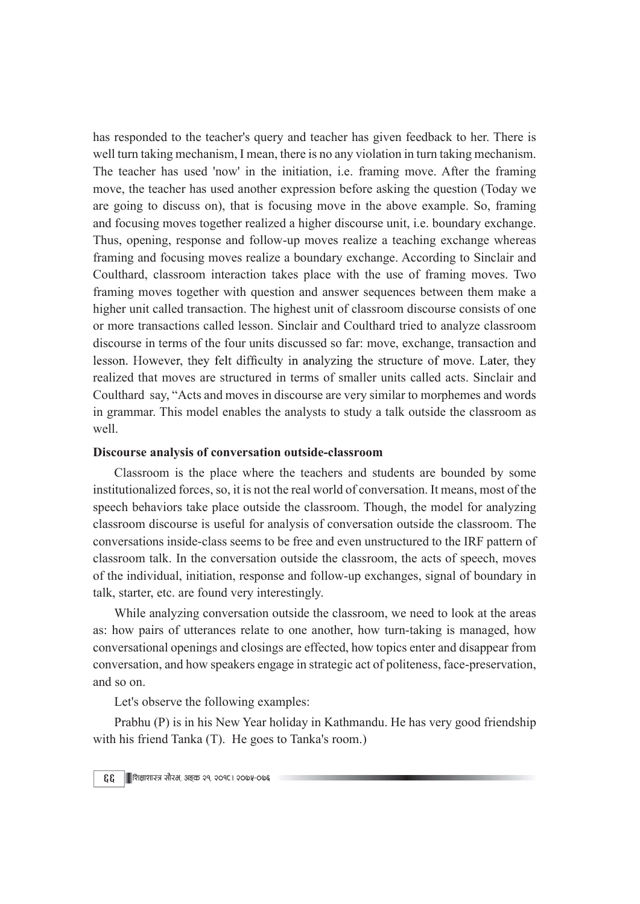has responded to the teacher's query and teacher has given feedback to her. There is well turn taking mechanism, I mean, there is no any violation in turn taking mechanism. The teacher has used 'now' in the initiation, i.e. framing move. After the framing move, the teacher has used another expression before asking the question (Today we are going to discuss on), that is focusing move in the above example. So, framing and focusing moves together realized a higher discourse unit, i.e. boundary exchange. Thus, opening, response and follow-up moves realize a teaching exchange whereas framing and focusing moves realize a boundary exchange. According to Sinclair and Coulthard, classroom interaction takes place with the use of framing moves. Two framing moves together with question and answer sequences between them make a higher unit called transaction. The highest unit of classroom discourse consists of one or more transactions called lesson. Sinclair and Coulthard tried to analyze classroom discourse in terms of the four units discussed so far: move, exchange, transaction and lesson. However, they felt difficulty in analyzing the structure of move. Later, they realized that moves are structured in terms of smaller units called acts. Sinclair and Coulthard say, "Acts and moves in discourse are very similar to morphemes and words in grammar. This model enables the analysts to study a talk outside the classroom as well.

**Discourse analysis of conversation outside-classroom**

Classroom is the place where the teachers and students are bounded by some institutionalized forces, so, it is not the real world of conversation. It means, most of the speech behaviors take place outside the classroom. Though, the model for analyzing classroom discourse is useful for analysis of conversation outside the classroom. The conversations inside-class seems to be free and even unstructured to the IRF pattern of classroom talk. In the conversation outside the classroom, the acts of speech, moves of the individual, initiation, response and follow-up exchanges, signal of boundary in talk, starter, etc. are found very interestingly.

While analyzing conversation outside the classroom, we need to look at the areas as: how pairs of utterances relate to one another, how turn-taking is managed, how conversational openings and closings are effected, how topics enter and disappear from conversation, and how speakers engage in strategic act of politeness, face-preservation, and so on.

Let's observe the following examples:

Prabhu (P) is in his New Year holiday in Kathmandu. He has very good friendship with his friend Tanka (T). He goes to Tanka's room.)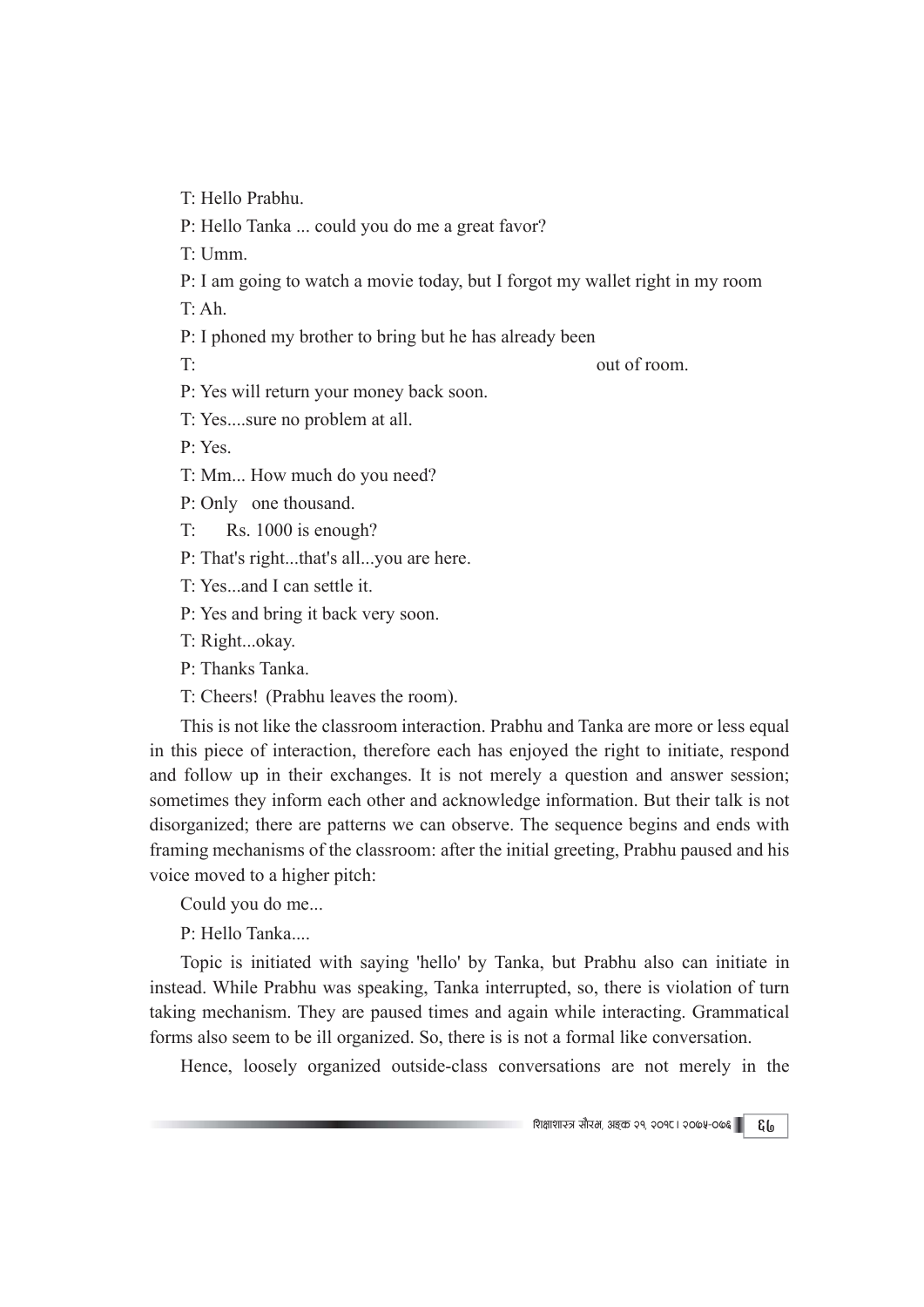T: Hello Prabhu.

P: Hello Tanka ... could you do me a great favor?

T: Umm.

P: I am going to watch a movie today, but I forgot my wallet right in my room

T: Ah.

P: I phoned my brother to bring but he has already been

T: out of room.

P: Yes will return your money back soon.

T: Yes....sure no problem at all.

P: Yes.

T: Mm... How much do you need?

P: Only one thousand.

T: Rs. 1000 is enough?

P: That's right...that's all...you are here.

T: Yes...and I can settle it.

P: Yes and bring it back very soon.

T: Right...okay.

P: Thanks Tanka.

T: Cheers! (Prabhu leaves the room).

This is not like the classroom interaction. Prabhu and Tanka are more or less equal in this piece of interaction, therefore each has enjoyed the right to initiate, respond and follow up in their exchanges. It is not merely a question and answer session; sometimes they inform each other and acknowledge information. But their talk is not disorganized; there are patterns we can observe. The sequence begins and ends with framing mechanisms of the classroom: after the initial greeting, Prabhu paused and his voice moved to a higher pitch:

Could you do me...

P: Hello Tanka....

Topic is initiated with saying 'hello' by Tanka, but Prabhu also can initiate in instead. While Prabhu was speaking, Tanka interrupted, so, there is violation of turn taking mechanism. They are paused times and again while interacting. Grammatical forms also seem to be ill organized. So, there is is not a formal like conversation.

Hence, loosely organized outside-class conversations are not merely in the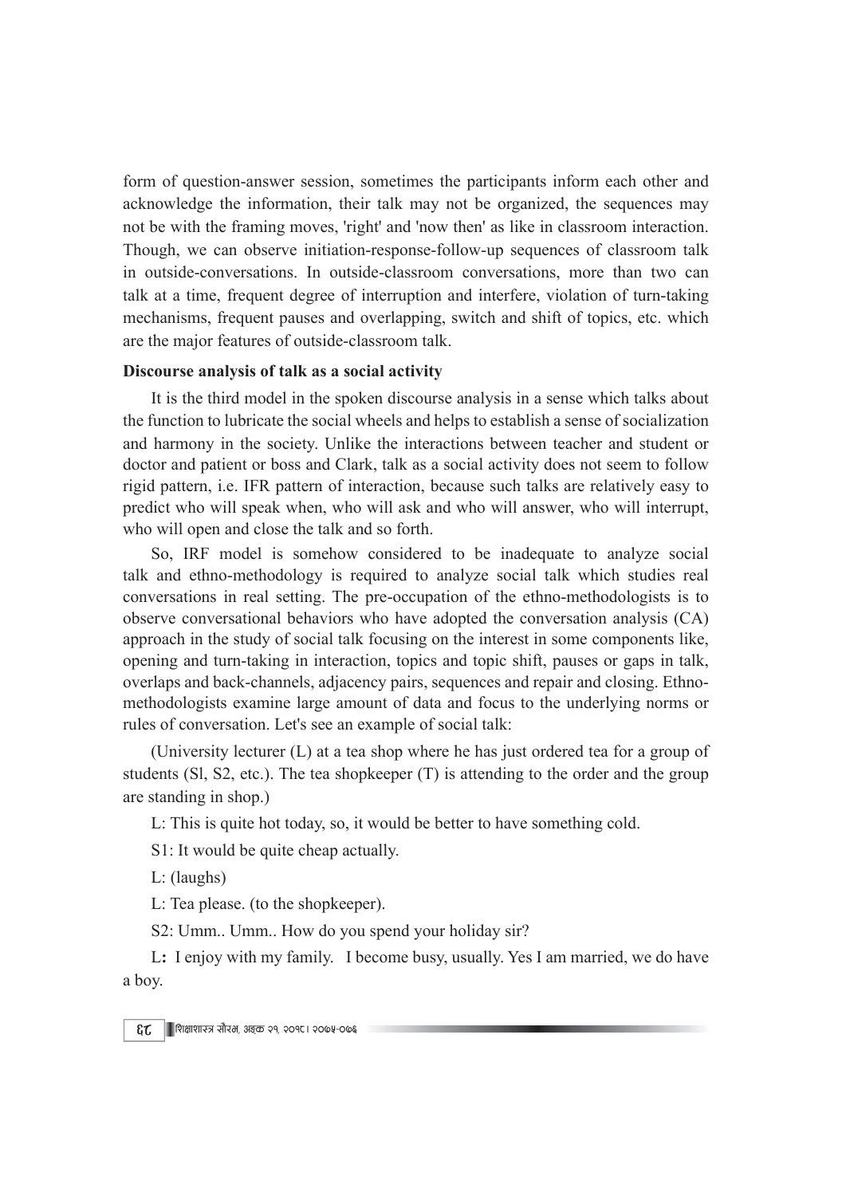form of question-answer session, sometimes the participants inform each other and acknowledge the information, their talk may not be organized, the sequences may not be with the framing moves, 'right' and 'now then' as like in classroom interaction. Though, we can observe initiation-response-follow-up sequences of classroom talk in outside-conversations. In outside-classroom conversations, more than two can talk at a time, frequent degree of interruption and interfere, violation of turn-taking mechanisms, frequent pauses and overlapping, switch and shift of topics, etc. which are the major features of outside-classroom talk.

**Discourse analysis of talk as a social activity**

It is the third model in the spoken discourse analysis in a sense which talks about the function to lubricate the social wheels and helps to establish a sense of socialization and harmony in the society. Unlike the interactions between teacher and student or doctor and patient or boss and Clark, talk as a social activity does not seem to follow rigid pattern, i.e. IFR pattern of interaction, because such talks are relatively easy to predict who will speak when, who will ask and who will answer, who will interrupt, who will open and close the talk and so forth.

So, IRF model is somehow considered to be inadequate to analyze social talk and ethno-methodology is required to analyze social talk which studies real conversations in real setting. The pre-occupation of the ethno-methodologists is to observe conversational behaviors who have adopted the conversation analysis (CA) approach in the study of social talk focusing on the interest in some components like, opening and turn-taking in interaction, topics and topic shift, pauses or gaps in talk, overlaps and back-channels, adjacency pairs, sequences and repair and closing. Ethno-methodologists examine large amount of data and focus to the underlying norms or rules of conversation. Let's see an example of social talk:

(University lecturer (L) at a tea shop where he has just ordered tea for a group of students (Sl, S2, etc.). The tea shopkeeper (T) is attending to the order and the group are standing in shop.)

L: This is quite hot today, so, it would be better to have something cold.

S1: It would be quite cheap actually.

L: (laughs)

L: Tea please. (to the shopkeeper).

S2: Umm.. Umm.. How do you spend your holiday sir?

L**:** I enjoy with my family. I become busy, usually. Yes I am married, we do have a boy.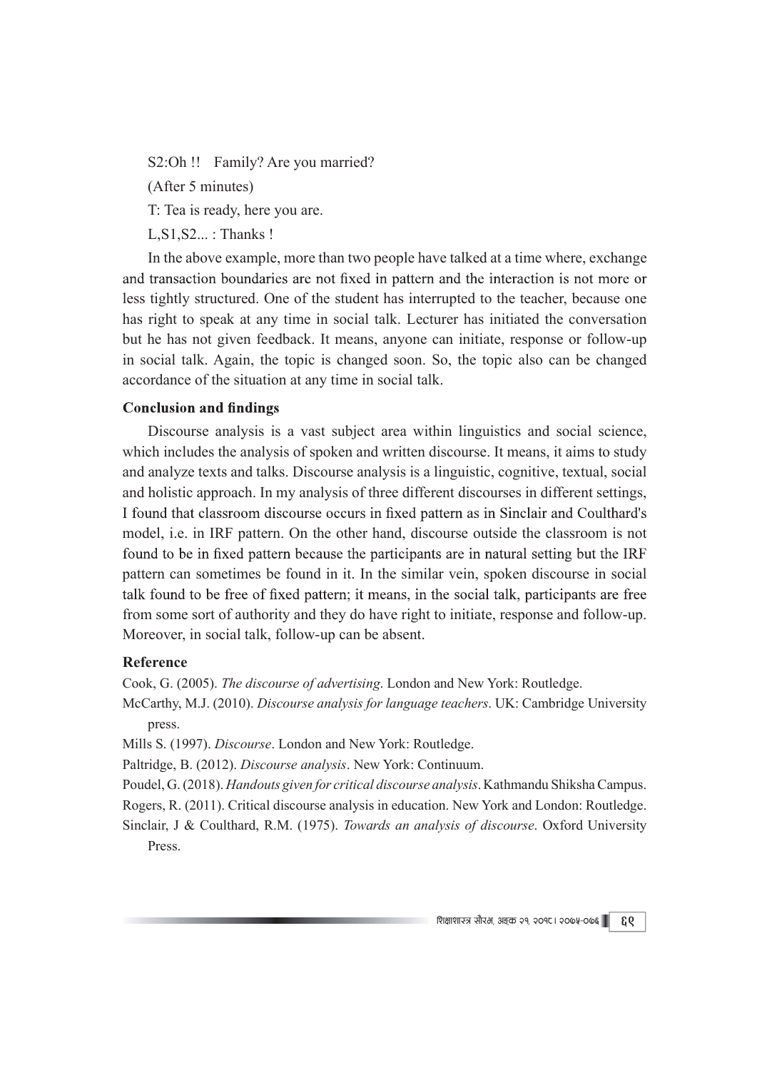S2:Oh !! Family? Are you married?

(After 5 minutes)

T: Tea is ready, here you are.

L,S1,S2... : Thanks !

In the above example, more than two people have talked at a time where, exchange and transaction boundaries are not fixed in pattern and the interaction is not more or less tightly structured. One of the student has interrupted to the teacher, because one has right to speak at any time in social talk. Lecturer has initiated the conversation but he has not given feedback. It means, anyone can initiate, response or follow-up in social talk. Again, the topic is changed soon. So, the topic also can be changed accordance of the situation at any time in social talk.

**Conclusion and findings**

Discourse analysis is a vast subject area within linguistics and social science, which includes the analysis of spoken and written discourse. It means, it aims to study and analyze texts and talks. Discourse analysis is a linguistic, cognitive, textual, social and holistic approach. In my analysis of three different discourses in different settings, I found that classroom discourse occurs in fixed pattern as in Sinclair and Coulthard's model, i.e. in IRF pattern. On the other hand, discourse outside the classroom is not found to be in fixed pattern because the participants are in natural setting but the IRF pattern can sometimes be found in it. In the similar vein, spoken discourse in social talk found to be free of fixed pattern; it means, in the social talk, participants are free from some sort of authority and they do have right to initiate, response and follow-up. Moreover, in social talk, follow-up can be absent.

**Reference**

Cook, G. (2005). *The discourse of advertising*. London and New York: Routledge.

McCarthy, M.J. (2010). *Discourse analysis for language teachers*. UK: Cambridge University press.

Mills S. (1997). *Discourse*. London and New York: Routledge.

Paltridge, B. (2012). *Discourse analysis*. New York: Continuum.

Poudel, G. (2018). *Handouts given for critical discourse analysis*. Kathmandu Shiksha Campus.

Rogers, R. (2011). Critical discourse analysis in education. New York and London: Routledge.

Sinclair, J & Coulthard, R.M. (1975). *Towards an analysis of discourse*. Oxford University Press.